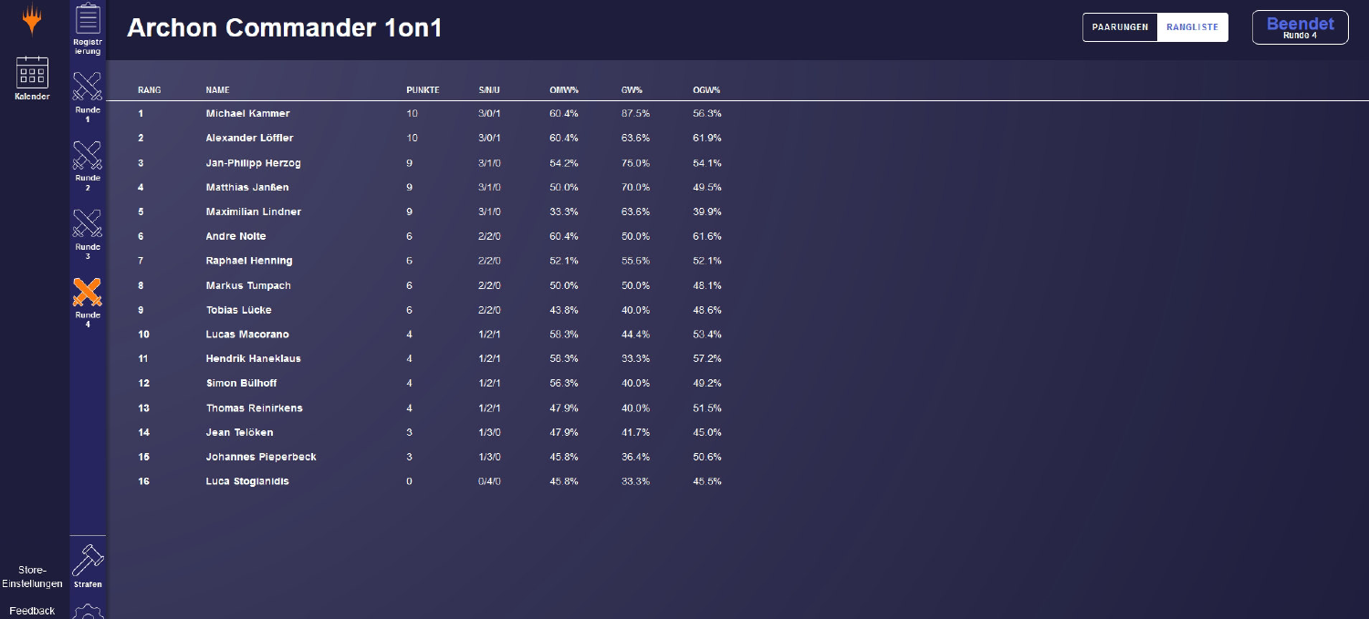# Archon Commander 1on1

PAARUNGEN | RANGLISTE

Beendet
Runde 4

| RANG | NAME | PUNKTE | S/N/U | OMW% | GW% | OGW% |
|---|---|---|---|---|---|---|
| 1 | Michael Kammer | 10 | 3/0/1 | 60.4% | 87.5% | 56.3% |
| 2 | Alexander Löffler | 10 | 3/0/1 | 60.4% | 63.6% | 61.9% |
| 3 | Jan-Philipp Herzog | 9 | 3/1/0 | 54.2% | 75.0% | 54.1% |
| 4 | Matthias Janßen | 9 | 3/1/0 | 50.0% | 70.0% | 49.5% |
| 5 | Maximilian Lindner | 9 | 3/1/0 | 33.3% | 63.6% | 39.9% |
| 6 | Andre Nolte | 6 | 2/2/0 | 60.4% | 50.0% | 61.6% |
| 7 | Raphael Henning | 6 | 2/2/0 | 52.1% | 55.6% | 52.1% |
| 8 | Markus Tumpach | 6 | 2/2/0 | 50.0% | 50.0% | 48.1% |
| 9 | Tobias Lücke | 6 | 2/2/0 | 43.8% | 40.0% | 48.6% |
| 10 | Lucas Macorano | 4 | 1/2/1 | 58.3% | 44.4% | 53.4% |
| 11 | Hendrik Haneklaus | 4 | 1/2/1 | 58.3% | 33.3% | 57.2% |
| 12 | Simon Bülhoff | 4 | 1/2/1 | 56.3% | 40.0% | 49.2% |
| 13 | Thomas Reinirkens | 4 | 1/2/1 | 47.9% | 40.0% | 51.5% |
| 14 | Jean Telöken | 3 | 1/3/0 | 47.9% | 41.7% | 45.0% |
| 15 | Johannes Pieperbeck | 3 | 1/3/0 | 45.8% | 36.4% | 50.6% |
| 16 | Luca Stogianidis | 0 | 0/4/0 | 45.8% | 33.3% | 45.5% |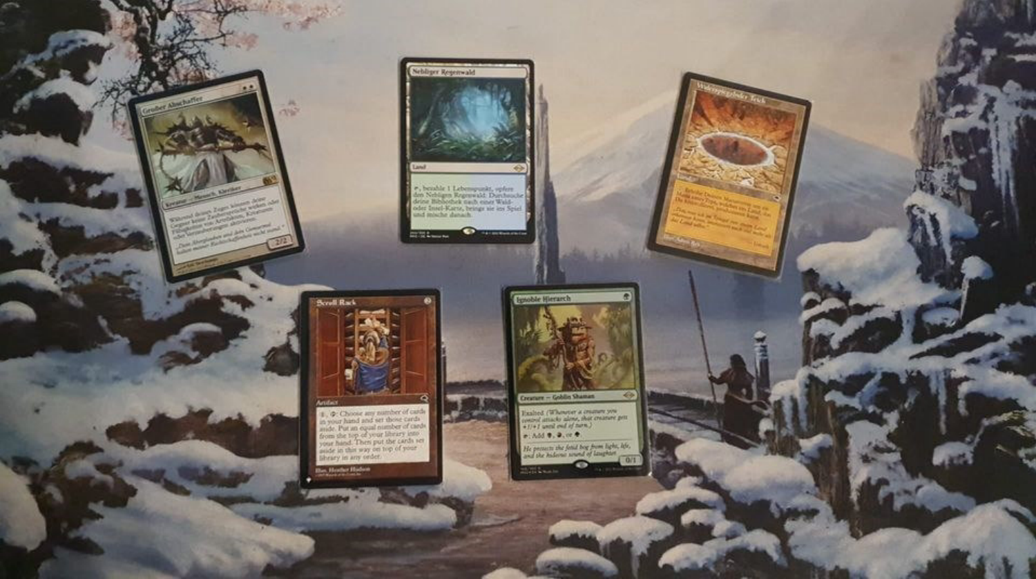**Grauer Abschaffer**

Kreatur — Mensch, Kleriker

Während deines Zuges können deine Gegner keine Zaubersprüche wirken oder Fähigkeiten von Artefakten, Kreaturen oder Verzauberungen aktivieren.

2/2

**Nebliger Regenwald**

Land

{T}, bezahle 1 Lebenspunkt, opfere den Nebligen Regenwald: Durchsuche deine Bibliothek nach einer Wald- oder Insel-Karte, bringe sie ins Spiel und mische danach.

**Widerspiegelnder Teich**

**Scroll Rack**

Artifact

{1}, {T}: Choose any number of cards in your hand and set those cards aside. Put an equal number of cards from the top of your library into your hand. Then put the cards set aside in this way on top of your library in any order.

Illus. Heather Hudson

**Ignoble Hierarch**

Creature — Goblin Shaman

Exalted *(Whenever a creature you control attacks alone, that creature gets +1/+1 until end of turn.)*

{T}: Add {B}, {R}, or {G}.

*He protects the fetid bog from light, life, and the hideous sound of laughter.*

0/1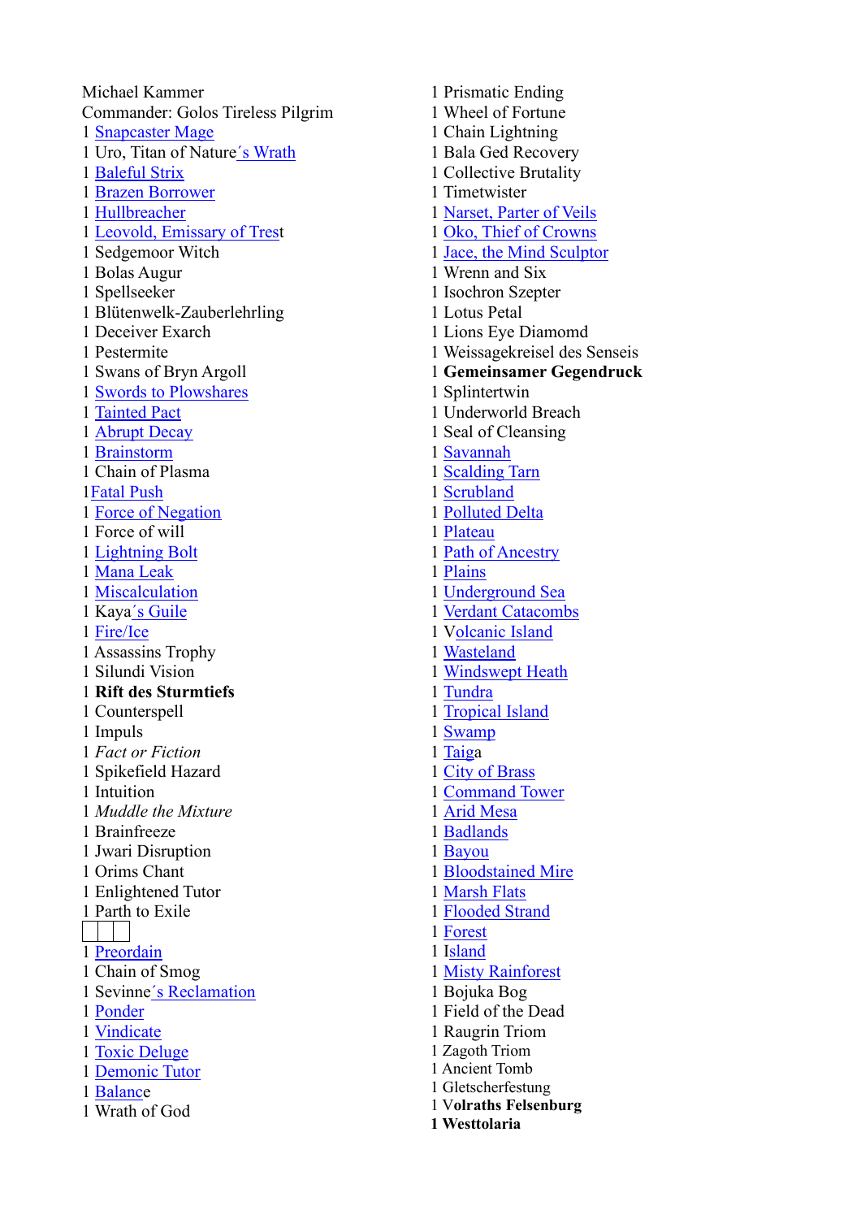Michael Kammer
Commander: Golos Tireless Pilgrim
1 Snapcaster Mage
1 Uro, Titan of Nature´s Wrath
1 Baleful Strix
1 Brazen Borrower
1 Hullbreacher
1 Leovold, Emissary of Trest
1 Sedgemoor Witch
1 Bolas Augur
1 Spellseeker
1 Blütenwelk-Zauberlehrling
1 Deceiver Exarch
1 Pestermite
1 Swans of Bryn Argoll
1 Swords to Plowshares
1 Tainted Pact
1 Abrupt Decay
1 Brainstorm
1 Chain of Plasma
1Fatal Push
1 Force of Negation
1 Force of will
1 Lightning Bolt
1 Mana Leak
1 Miscalculation
1 Kaya´s Guile
1 Fire/Ice
1 Assassins Trophy
1 Silundi Vision
1 **Rift des Sturmtiefs**
1 Counterspell
1 Impuls
1 *Fact or Fiction*
1 Spikefield Hazard
1 Intuition
1 *Muddle the Mixture*
1 Brainfreeze
1 Jwari Disruption
1 Orims Chant
1 Enlightened Tutor
1 Parth to Exile

1 Preordain
1 Chain of Smog
1 Sevinne´s Reclamation
1 Ponder
1 Vindicate
1 Toxic Deluge
1 Demonic Tutor
1 Balance
1 Wrath of God
1 Prismatic Ending
1 Wheel of Fortune
1 Chain Lightning
1 Bala Ged Recovery
1 Collective Brutality
1 Timetwister
1 Narset, Parter of Veils
1 Oko, Thief of Crowns
1 Jace, the Mind Sculptor
1 Wrenn and Six
1 Isochron Szepter
1 Lotus Petal
1 Lions Eye Diamomd
1 Weissagekreisel des Senseis
1 **Gemeinsamer Gegendruck**
1 Splintertwin
1 Underworld Breach
1 Seal of Cleansing
1 Savannah
1 Scalding Tarn
1 Scrubland
1 Polluted Delta
1 Plateau
1 Path of Ancestry
1 Plains
1 Underground Sea
1 Verdant Catacombs
1 Volcanic Island
1 Wasteland
1 Windswept Heath
1 Tundra
1 Tropical Island
1 Swamp
1 Taiga
1 City of Brass
1 Command Tower
1 Arid Mesa
1 Badlands
1 Bayou
1 Bloodstained Mire
1 Marsh Flats
1 Flooded Strand
1 Forest
1 Island
1 Misty Rainforest
1 Bojuka Bog
1 Field of the Dead
1 Raugrin Triom
1 Zagoth Triom
1 Ancient Tomb
1 Gletscherfestung
1 **Volraths Felsenburg**
**1 Westtolaria**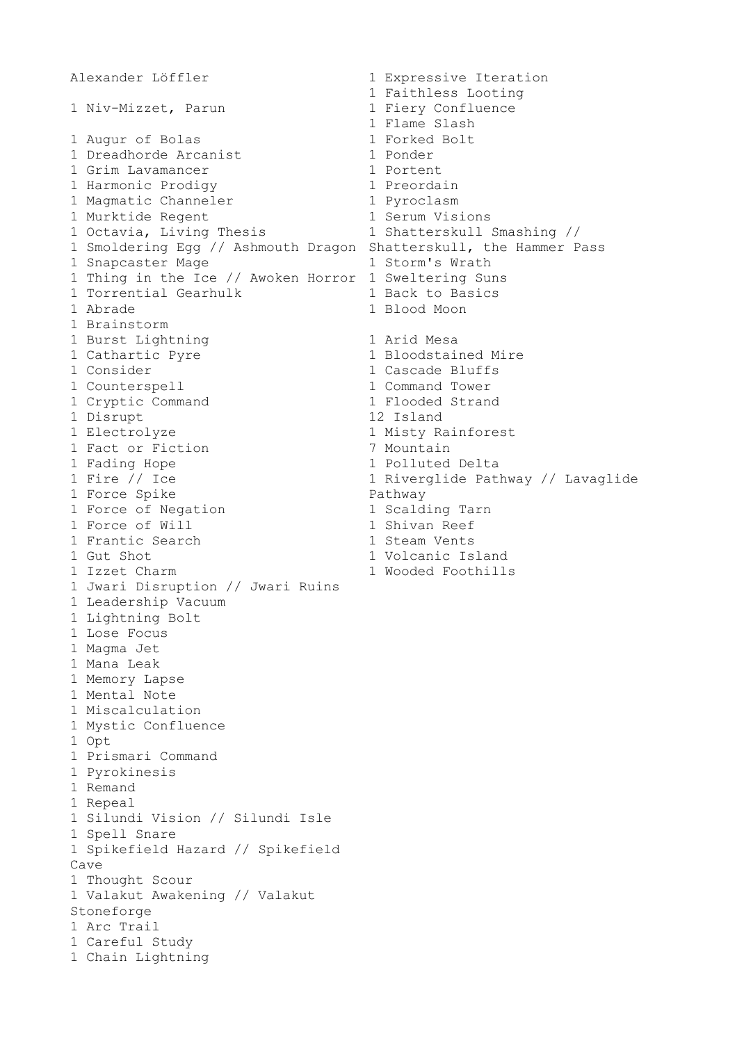Alexander Löffler

1 Niv-Mizzet, Parun

1 Augur of Bolas
1 Dreadhorde Arcanist
1 Grim Lavamancer
1 Harmonic Prodigy
1 Magmatic Channeler
1 Murktide Regent
1 Octavia, Living Thesis
1 Smoldering Egg // Ashmouth Dragon
1 Snapcaster Mage
1 Thing in the Ice // Awoken Horror
1 Torrential Gearhulk
1 Abrade
1 Brainstorm
1 Burst Lightning
1 Cathartic Pyre
1 Consider
1 Counterspell
1 Cryptic Command
1 Disrupt
1 Electrolyze
1 Fact or Fiction
1 Fading Hope
1 Fire // Ice
1 Force Spike
1 Force of Negation
1 Force of Will
1 Frantic Search
1 Gut Shot
1 Izzet Charm
1 Jwari Disruption // Jwari Ruins
1 Leadership Vacuum
1 Lightning Bolt
1 Lose Focus
1 Magma Jet
1 Mana Leak
1 Memory Lapse
1 Mental Note
1 Miscalculation
1 Mystic Confluence
1 Opt
1 Prismari Command
1 Pyrokinesis
1 Remand
1 Repeal
1 Silundi Vision // Silundi Isle
1 Spell Snare
1 Spikefield Hazard // Spikefield Cave
1 Thought Scour
1 Valakut Awakening // Valakut Stoneforge
1 Arc Trail
1 Careful Study
1 Chain Lightning
1 Expressive Iteration
1 Faithless Looting
1 Fiery Confluence
1 Flame Slash
1 Forked Bolt
1 Ponder
1 Portent
1 Preordain
1 Pyroclasm
1 Serum Visions
1 Shatterskull Smashing // Shatterskull, the Hammer Pass
1 Storm's Wrath
1 Sweltering Suns
1 Back to Basics
1 Blood Moon

1 Arid Mesa
1 Bloodstained Mire
1 Cascade Bluffs
1 Command Tower
1 Flooded Strand
12 Island
1 Misty Rainforest
7 Mountain
1 Polluted Delta
1 Riverglide Pathway // Lavaglide Pathway
1 Scalding Tarn
1 Shivan Reef
1 Steam Vents
1 Volcanic Island
1 Wooded Foothills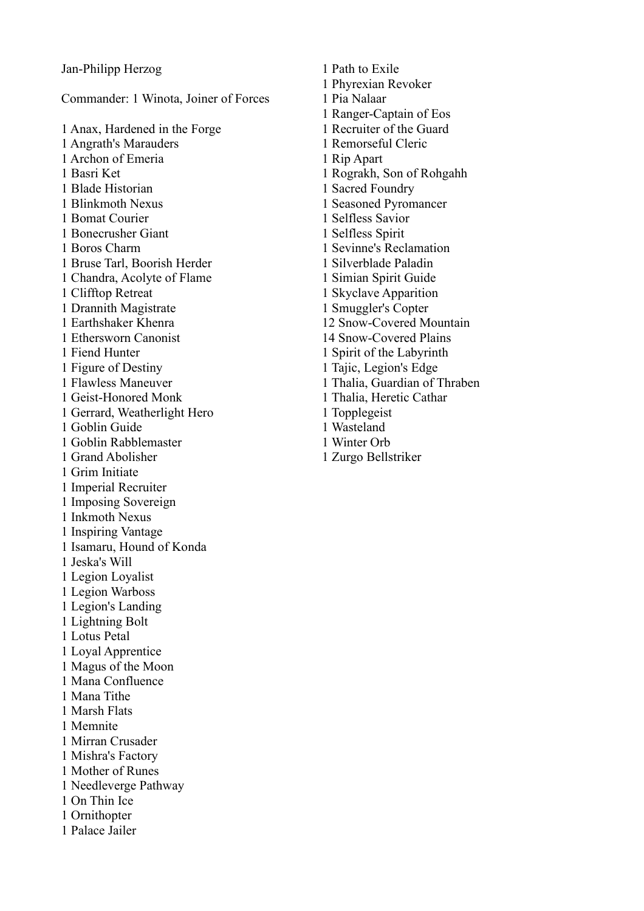Jan-Philipp Herzog

Commander: 1 Winota, Joiner of Forces

1 Anax, Hardened in the Forge
1 Angrath's Marauders
1 Archon of Emeria
1 Basri Ket
1 Blade Historian
1 Blinkmoth Nexus
1 Bomat Courier
1 Bonecrusher Giant
1 Boros Charm
1 Bruse Tarl, Boorish Herder
1 Chandra, Acolyte of Flame
1 Clifftop Retreat
1 Drannith Magistrate
1 Earthshaker Khenra
1 Ethersworn Canonist
1 Fiend Hunter
1 Figure of Destiny
1 Flawless Maneuver
1 Geist-Honored Monk
1 Gerrard, Weatherlight Hero
1 Goblin Guide
1 Goblin Rabblemaster
1 Grand Abolisher
1 Grim Initiate
1 Imperial Recruiter
1 Imposing Sovereign
1 Inkmoth Nexus
1 Inspiring Vantage
1 Isamaru, Hound of Konda
1 Jeska's Will
1 Legion Loyalist
1 Legion Warboss
1 Legion's Landing
1 Lightning Bolt
1 Lotus Petal
1 Loyal Apprentice
1 Magus of the Moon
1 Mana Confluence
1 Mana Tithe
1 Marsh Flats
1 Memnite
1 Mirran Crusader
1 Mishra's Factory
1 Mother of Runes
1 Needleverge Pathway
1 On Thin Ice
1 Ornithopter
1 Palace Jailer
1 Path to Exile
1 Phyrexian Revoker
1 Pia Nalaar
1 Ranger-Captain of Eos
1 Recruiter of the Guard
1 Remorseful Cleric
1 Rip Apart
1 Rograkh, Son of Rohgahh
1 Sacred Foundry
1 Seasoned Pyromancer
1 Selfless Savior
1 Selfless Spirit
1 Sevinne's Reclamation
1 Silverblade Paladin
1 Simian Spirit Guide
1 Skyclave Apparition
1 Smuggler's Copter
12 Snow-Covered Mountain
14 Snow-Covered Plains
1 Spirit of the Labyrinth
1 Tajic, Legion's Edge
1 Thalia, Guardian of Thraben
1 Thalia, Heretic Cathar
1 Topplegeist
1 Wasteland
1 Winter Orb
1 Zurgo Bellstriker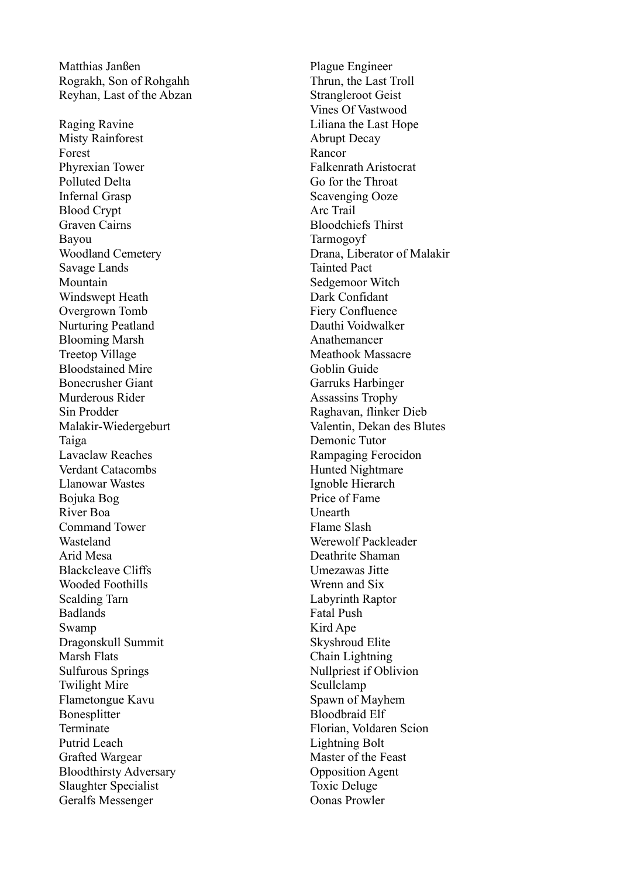Matthias Janßen
Rograkh, Son of Rohgahh
Reyhan, Last of the Abzan

Raging Ravine
Misty Rainforest
Forest
Phyrexian Tower
Polluted Delta
Infernal Grasp
Blood Crypt
Graven Cairns
Bayou
Woodland Cemetery
Savage Lands
Mountain
Windswept Heath
Overgrown Tomb
Nurturing Peatland
Blooming Marsh
Treetop Village
Bloodstained Mire
Bonecrusher Giant
Murderous Rider
Sin Prodder
Malakir-Wiedergeburt
Taiga
Lavaclaw Reaches
Verdant Catacombs
Llanowar Wastes
Bojuka Bog
River Boa
Command Tower
Wasteland
Arid Mesa
Blackcleave Cliffs
Wooded Foothills
Scalding Tarn
Badlands
Swamp
Dragonskull Summit
Marsh Flats
Sulfurous Springs
Twilight Mire
Flametongue Kavu
Bonesplitter
Terminate
Putrid Leach
Grafted Wargear
Bloodthirsty Adversary
Slaughter Specialist
Geralfs Messenger
Plague Engineer
Thrun, the Last Troll
Strangleroot Geist
Vines Of Vastwood
Liliana the Last Hope
Abrupt Decay
Rancor
Falkenrath Aristocrat
Go for the Throat
Scavenging Ooze
Arc Trail
Bloodchiefs Thirst
Tarmogoyf
Drana, Liberator of Malakir
Tainted Pact
Sedgemoor Witch
Dark Confidant
Fiery Confluence
Dauthi Voidwalker
Anathemancer
Meathook Massacre
Goblin Guide
Garruks Harbinger
Assassins Trophy
Raghavan, flinker Dieb
Valentin, Dekan des Blutes
Demonic Tutor
Rampaging Ferocidon
Hunted Nightmare
Ignoble Hierarch
Price of Fame
Unearth
Flame Slash
Werewolf Packleader
Deathrite Shaman
Umezawas Jitte
Wrenn and Six
Labyrinth Raptor
Fatal Push
Kird Ape
Skyshroud Elite
Chain Lightning
Nullpriest if Oblivion
Scullclamp
Spawn of Mayhem
Bloodbraid Elf
Florian, Voldaren Scion
Lightning Bolt
Master of the Feast
Opposition Agent
Toxic Deluge
Oonas Prowler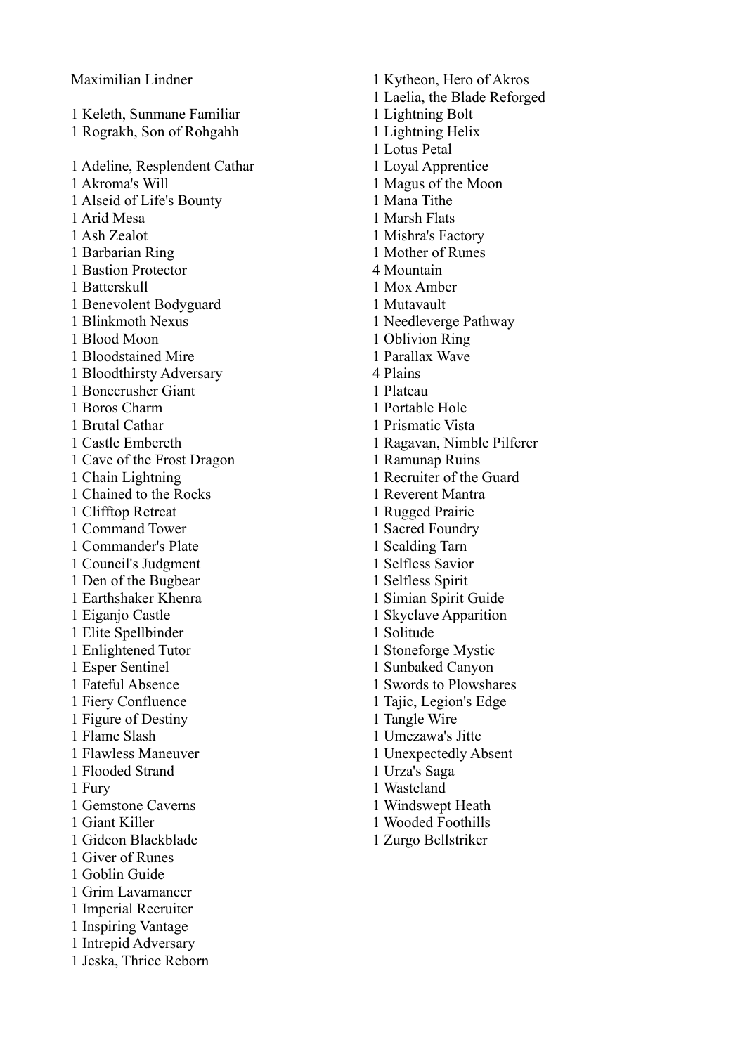Maximilian Lindner

1 Keleth, Sunmane Familiar
1 Rograkh, Son of Rohgahh

1 Adeline, Resplendent Cathar
1 Akroma's Will
1 Alseid of Life's Bounty
1 Arid Mesa
1 Ash Zealot
1 Barbarian Ring
1 Bastion Protector
1 Batterskull
1 Benevolent Bodyguard
1 Blinkmoth Nexus
1 Blood Moon
1 Bloodstained Mire
1 Bloodthirsty Adversary
1 Bonecrusher Giant
1 Boros Charm
1 Brutal Cathar
1 Castle Embereth
1 Cave of the Frost Dragon
1 Chain Lightning
1 Chained to the Rocks
1 Clifftop Retreat
1 Command Tower
1 Commander's Plate
1 Council's Judgment
1 Den of the Bugbear
1 Earthshaker Khenra
1 Eiganjo Castle
1 Elite Spellbinder
1 Enlightened Tutor
1 Esper Sentinel
1 Fateful Absence
1 Fiery Confluence
1 Figure of Destiny
1 Flame Slash
1 Flawless Maneuver
1 Flooded Strand
1 Fury
1 Gemstone Caverns
1 Giant Killer
1 Gideon Blackblade
1 Giver of Runes
1 Goblin Guide
1 Grim Lavamancer
1 Imperial Recruiter
1 Inspiring Vantage
1 Intrepid Adversary
1 Jeska, Thrice Reborn
1 Kytheon, Hero of Akros
1 Laelia, the Blade Reforged
1 Lightning Bolt
1 Lightning Helix
1 Lotus Petal
1 Loyal Apprentice
1 Magus of the Moon
1 Mana Tithe
1 Marsh Flats
1 Mishra's Factory
1 Mother of Runes
4 Mountain
1 Mox Amber
1 Mutavault
1 Needleverge Pathway
1 Oblivion Ring
1 Parallax Wave
4 Plains
1 Plateau
1 Portable Hole
1 Prismatic Vista
1 Ragavan, Nimble Pilferer
1 Ramunap Ruins
1 Recruiter of the Guard
1 Reverent Mantra
1 Rugged Prairie
1 Sacred Foundry
1 Scalding Tarn
1 Selfless Savior
1 Selfless Spirit
1 Simian Spirit Guide
1 Skyclave Apparition
1 Solitude
1 Stoneforge Mystic
1 Sunbaked Canyon
1 Swords to Plowshares
1 Tajic, Legion's Edge
1 Tangle Wire
1 Umezawa's Jitte
1 Unexpectedly Absent
1 Urza's Saga
1 Wasteland
1 Windswept Heath
1 Wooded Foothills
1 Zurgo Bellstriker